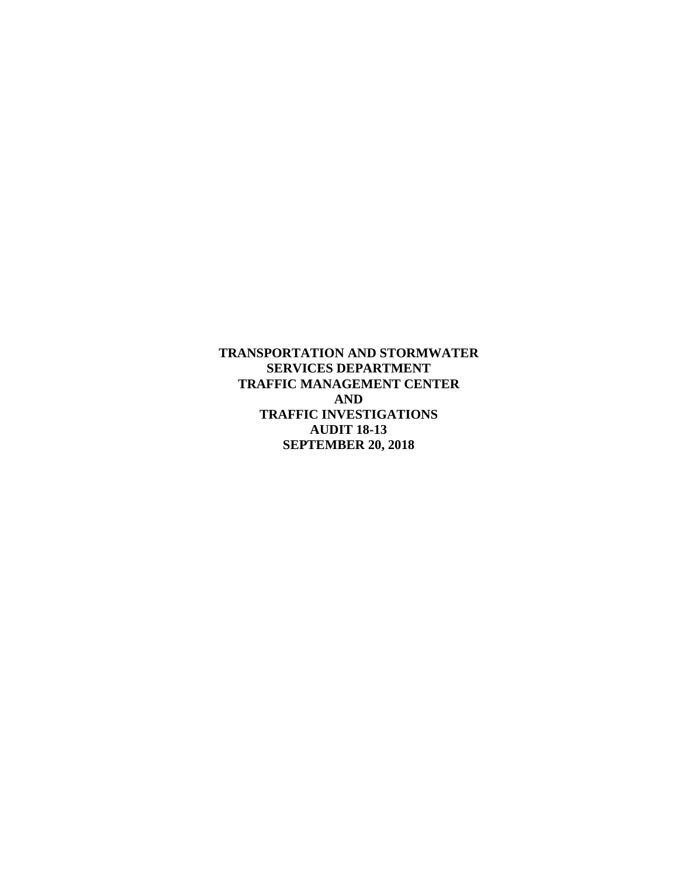**TRANSPORTATION AND STORMWATER SERVICES DEPARTMENT TRAFFIC MANAGEMENT CENTER AND TRAFFIC INVESTIGATIONS AUDIT 18-13 SEPTEMBER 20, 2018**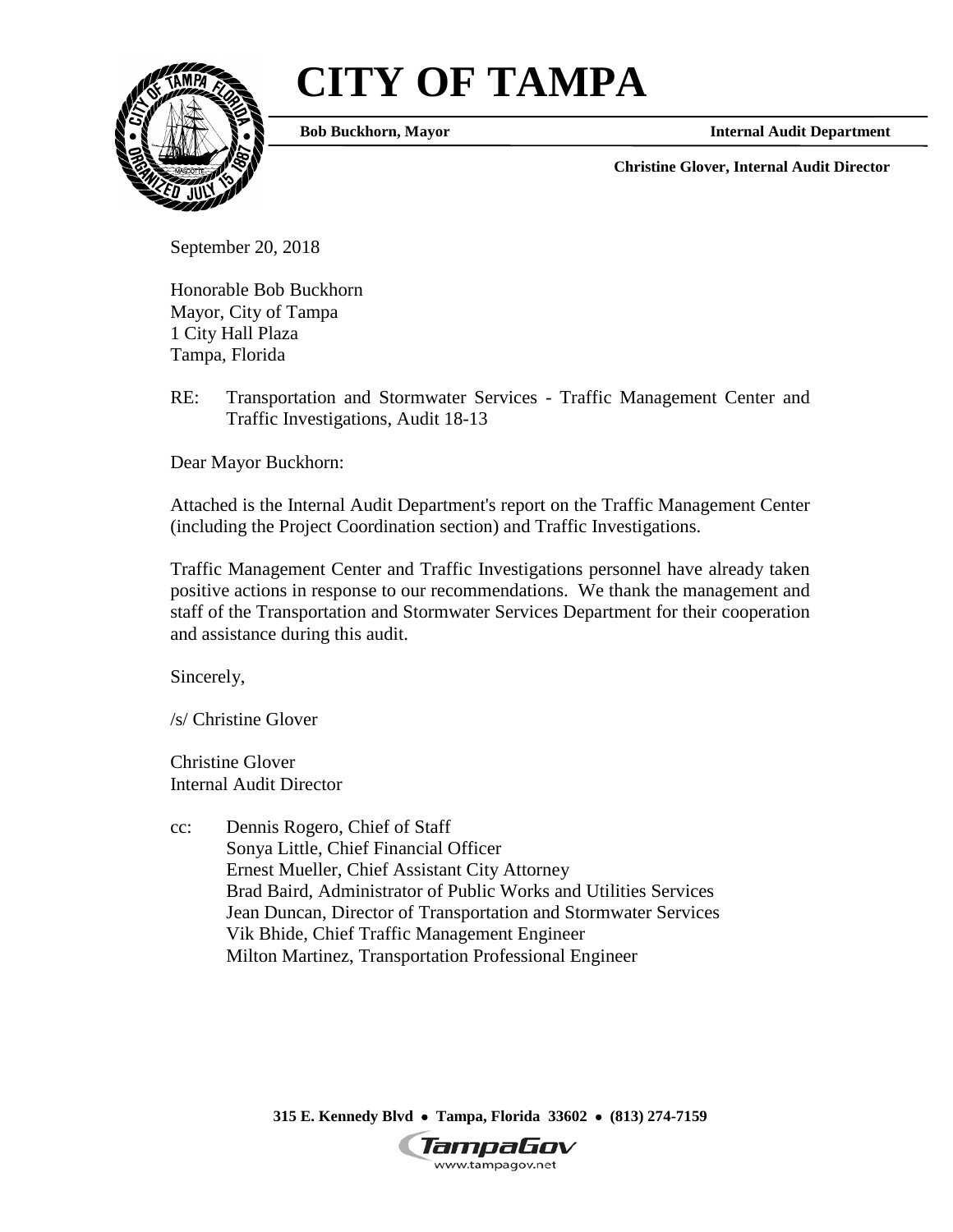# CITY OF TAMPA

**Bob Buckhorn, Mayor** **Internal Audit Department**

**Christine Glover, Internal Audit Director**

September 20, 2018

Honorable Bob Buckhorn
Mayor, City of Tampa
1 City Hall Plaza
Tampa, Florida

RE: Transportation and Stormwater Services - Traffic Management Center and Traffic Investigations, Audit 18-13

Dear Mayor Buckhorn:

Attached is the Internal Audit Department's report on the Traffic Management Center (including the Project Coordination section) and Traffic Investigations.

Traffic Management Center and Traffic Investigations personnel have already taken positive actions in response to our recommendations. We thank the management and staff of the Transportation and Stormwater Services Department for their cooperation and assistance during this audit.

Sincerely,

/s/ Christine Glover

Christine Glover
Internal Audit Director

cc: Dennis Rogero, Chief of Staff
Sonya Little, Chief Financial Officer
Ernest Mueller, Chief Assistant City Attorney
Brad Baird, Administrator of Public Works and Utilities Services
Jean Duncan, Director of Transportation and Stormwater Services
Vik Bhide, Chief Traffic Management Engineer
Milton Martinez, Transportation Professional Engineer

**315 E. Kennedy Blvd • Tampa, Florida 33602 • (813) 274-7159**

TampaGov
www.tampagov.net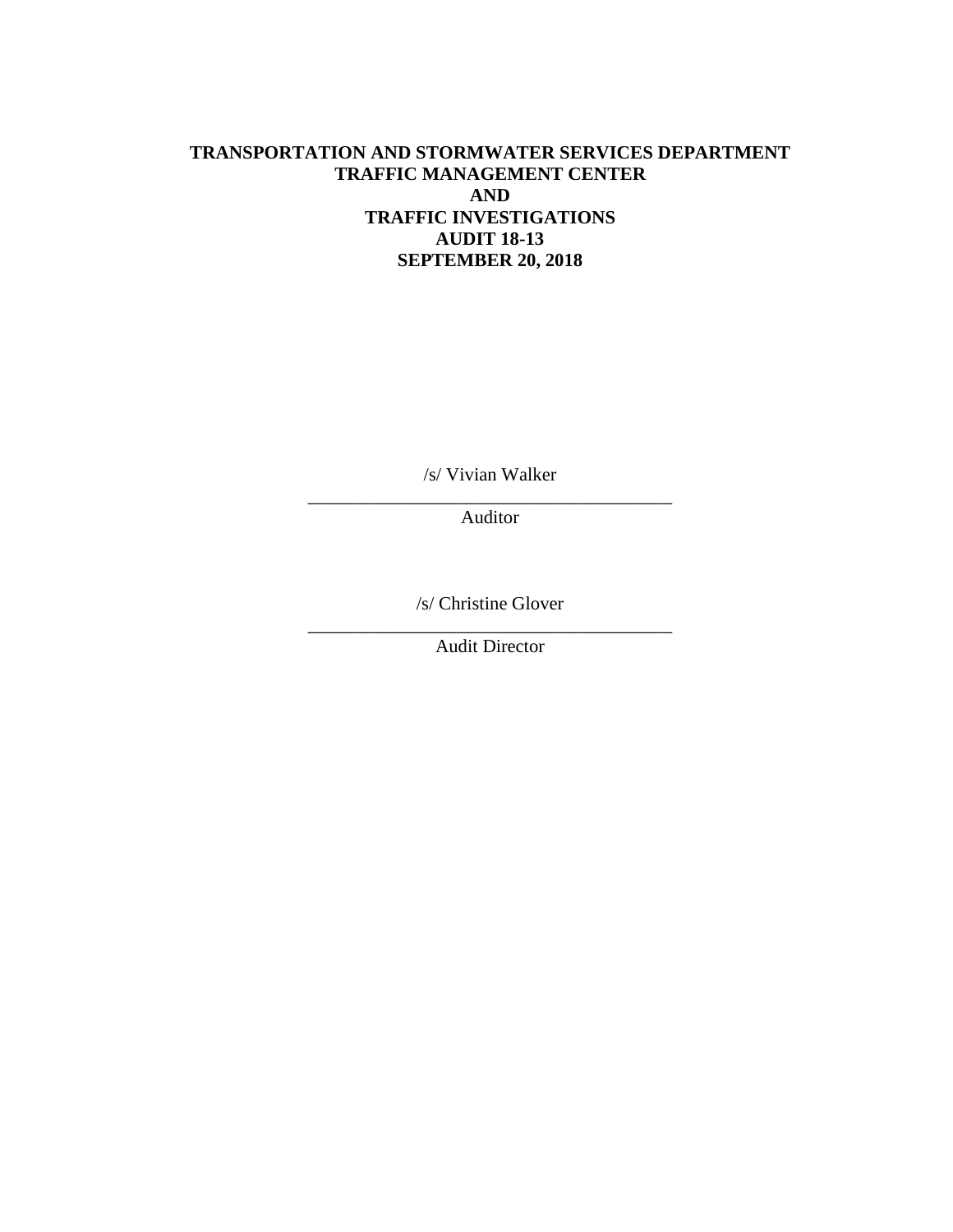**TRANSPORTATION AND STORMWATER SERVICES DEPARTMENT**
**TRAFFIC MANAGEMENT CENTER**
**AND**
**TRAFFIC INVESTIGATIONS**
**AUDIT 18-13**
**SEPTEMBER 20, 2018**

/s/ Vivian Walker

\_\_\_\_\_\_\_\_\_\_\_\_\_\_\_\_\_\_\_\_\_\_\_\_\_\_\_\_\_\_\_\_\_\_\_\_\_\_\_\_

Auditor

/s/ Christine Glover

\_\_\_\_\_\_\_\_\_\_\_\_\_\_\_\_\_\_\_\_\_\_\_\_\_\_\_\_\_\_\_\_\_\_\_\_\_\_\_\_

Audit Director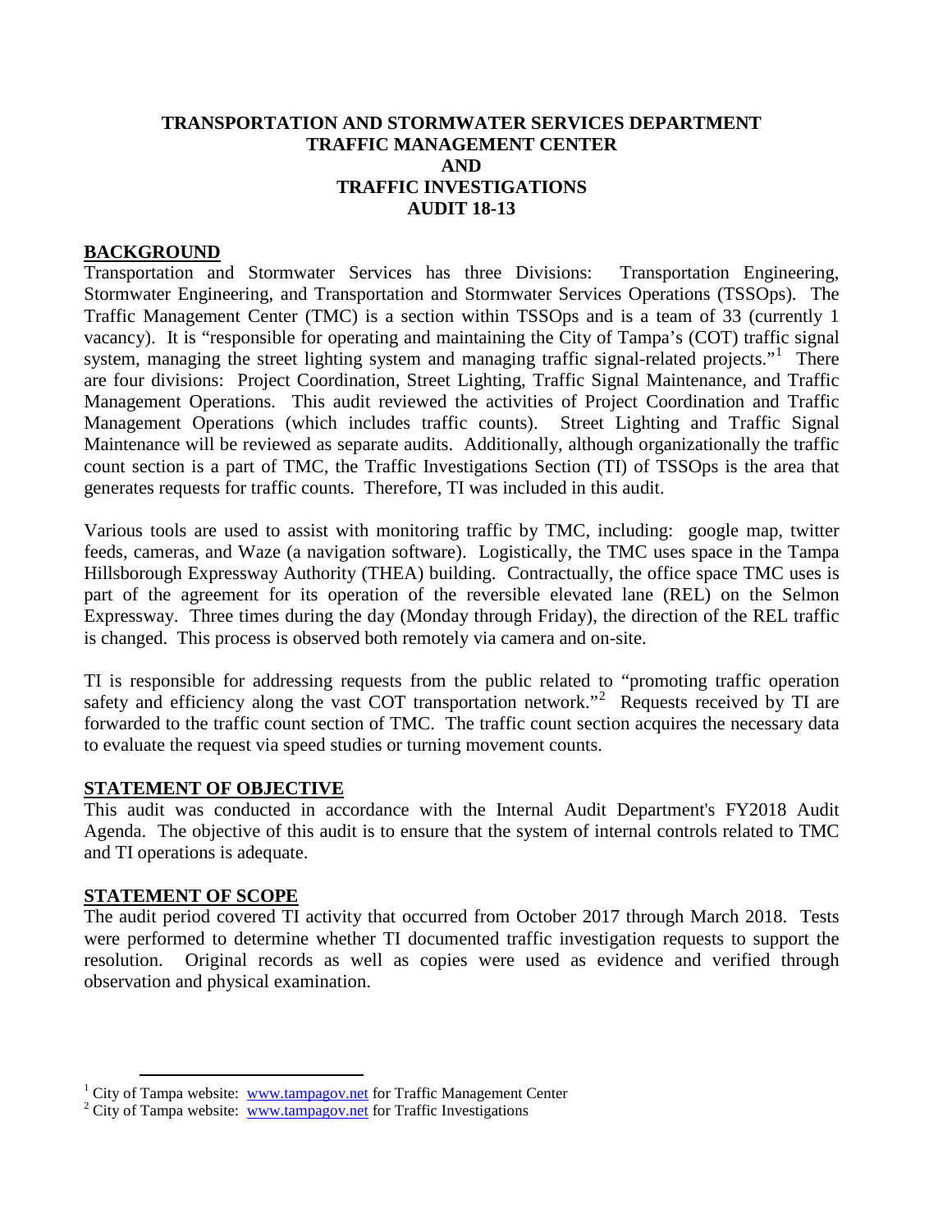**TRANSPORTATION AND STORMWATER SERVICES DEPARTMENT**
**TRAFFIC MANAGEMENT CENTER**
**AND**
**TRAFFIC INVESTIGATIONS**
**AUDIT 18-13**

## BACKGROUND

Transportation and Stormwater Services has three Divisions: Transportation Engineering, Stormwater Engineering, and Transportation and Stormwater Services Operations (TSSOps). The Traffic Management Center (TMC) is a section within TSSOps and is a team of 33 (currently 1 vacancy). It is "responsible for operating and maintaining the City of Tampa's (COT) traffic signal system, managing the street lighting system and managing traffic signal-related projects."[1] There are four divisions: Project Coordination, Street Lighting, Traffic Signal Maintenance, and Traffic Management Operations. This audit reviewed the activities of Project Coordination and Traffic Management Operations (which includes traffic counts). Street Lighting and Traffic Signal Maintenance will be reviewed as separate audits. Additionally, although organizationally the traffic count section is a part of TMC, the Traffic Investigations Section (TI) of TSSOps is the area that generates requests for traffic counts. Therefore, TI was included in this audit.

Various tools are used to assist with monitoring traffic by TMC, including: google map, twitter feeds, cameras, and Waze (a navigation software). Logistically, the TMC uses space in the Tampa Hillsborough Expressway Authority (THEA) building. Contractually, the office space TMC uses is part of the agreement for its operation of the reversible elevated lane (REL) on the Selmon Expressway. Three times during the day (Monday through Friday), the direction of the REL traffic is changed. This process is observed both remotely via camera and on-site.

TI is responsible for addressing requests from the public related to "promoting traffic operation safety and efficiency along the vast COT transportation network."[2] Requests received by TI are forwarded to the traffic count section of TMC. The traffic count section acquires the necessary data to evaluate the request via speed studies or turning movement counts.

## STATEMENT OF OBJECTIVE

This audit was conducted in accordance with the Internal Audit Department's FY2018 Audit Agenda. The objective of this audit is to ensure that the system of internal controls related to TMC and TI operations is adequate.

## STATEMENT OF SCOPE

The audit period covered TI activity that occurred from October 2017 through March 2018. Tests were performed to determine whether TI documented traffic investigation requests to support the resolution. Original records as well as copies were used as evidence and verified through observation and physical examination.

---

[1] City of Tampa website: www.tampagov.net for Traffic Management Center
[2] City of Tampa website: www.tampagov.net for Traffic Investigations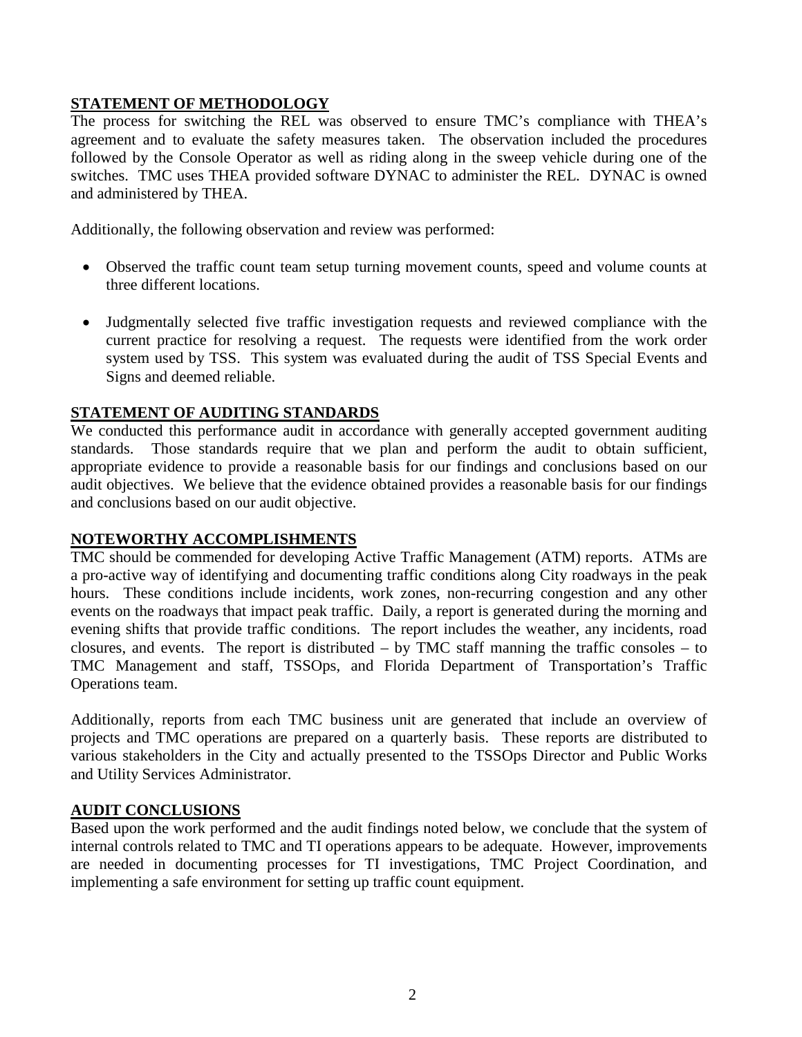## STATEMENT OF METHODOLOGY

The process for switching the REL was observed to ensure TMC's compliance with THEA's agreement and to evaluate the safety measures taken. The observation included the procedures followed by the Console Operator as well as riding along in the sweep vehicle during one of the switches. TMC uses THEA provided software DYNAC to administer the REL. DYNAC is owned and administered by THEA.

Additionally, the following observation and review was performed:

- Observed the traffic count team setup turning movement counts, speed and volume counts at three different locations.
- Judgmentally selected five traffic investigation requests and reviewed compliance with the current practice for resolving a request. The requests were identified from the work order system used by TSS. This system was evaluated during the audit of TSS Special Events and Signs and deemed reliable.

## STATEMENT OF AUDITING STANDARDS

We conducted this performance audit in accordance with generally accepted government auditing standards. Those standards require that we plan and perform the audit to obtain sufficient, appropriate evidence to provide a reasonable basis for our findings and conclusions based on our audit objectives. We believe that the evidence obtained provides a reasonable basis for our findings and conclusions based on our audit objective.

## NOTEWORTHY ACCOMPLISHMENTS

TMC should be commended for developing Active Traffic Management (ATM) reports. ATMs are a pro-active way of identifying and documenting traffic conditions along City roadways in the peak hours. These conditions include incidents, work zones, non-recurring congestion and any other events on the roadways that impact peak traffic. Daily, a report is generated during the morning and evening shifts that provide traffic conditions. The report includes the weather, any incidents, road closures, and events. The report is distributed – by TMC staff manning the traffic consoles – to TMC Management and staff, TSSOps, and Florida Department of Transportation's Traffic Operations team.

Additionally, reports from each TMC business unit are generated that include an overview of projects and TMC operations are prepared on a quarterly basis. These reports are distributed to various stakeholders in the City and actually presented to the TSSOps Director and Public Works and Utility Services Administrator.

## AUDIT CONCLUSIONS

Based upon the work performed and the audit findings noted below, we conclude that the system of internal controls related to TMC and TI operations appears to be adequate. However, improvements are needed in documenting processes for TI investigations, TMC Project Coordination, and implementing a safe environment for setting up traffic count equipment.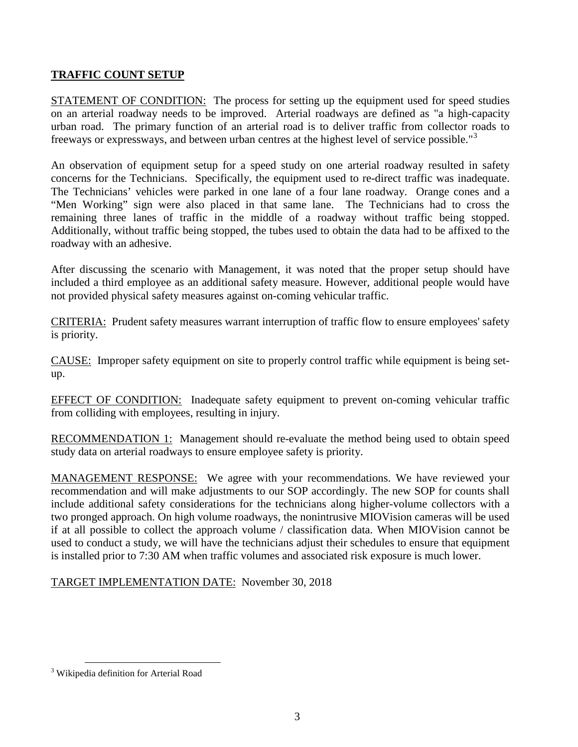## TRAFFIC COUNT SETUP

STATEMENT OF CONDITION: The process for setting up the equipment used for speed studies on an arterial roadway needs to be improved. Arterial roadways are defined as "a high-capacity urban road. The primary function of an arterial road is to deliver traffic from collector roads to freeways or expressways, and between urban centres at the highest level of service possible."[3]

An observation of equipment setup for a speed study on one arterial roadway resulted in safety concerns for the Technicians. Specifically, the equipment used to re-direct traffic was inadequate. The Technicians' vehicles were parked in one lane of a four lane roadway. Orange cones and a "Men Working" sign were also placed in that same lane. The Technicians had to cross the remaining three lanes of traffic in the middle of a roadway without traffic being stopped. Additionally, without traffic being stopped, the tubes used to obtain the data had to be affixed to the roadway with an adhesive.

After discussing the scenario with Management, it was noted that the proper setup should have included a third employee as an additional safety measure. However, additional people would have not provided physical safety measures against on-coming vehicular traffic.

CRITERIA: Prudent safety measures warrant interruption of traffic flow to ensure employees' safety is priority.

CAUSE: Improper safety equipment on site to properly control traffic while equipment is being set-up.

EFFECT OF CONDITION: Inadequate safety equipment to prevent on-coming vehicular traffic from colliding with employees, resulting in injury.

RECOMMENDATION 1: Management should re-evaluate the method being used to obtain speed study data on arterial roadways to ensure employee safety is priority.

MANAGEMENT RESPONSE: We agree with your recommendations. We have reviewed your recommendation and will make adjustments to our SOP accordingly. The new SOP for counts shall include additional safety considerations for the technicians along higher-volume collectors with a two pronged approach. On high volume roadways, the nonintrusive MIOVision cameras will be used if at all possible to collect the approach volume / classification data. When MIOVision cannot be used to conduct a study, we will have the technicians adjust their schedules to ensure that equipment is installed prior to 7:30 AM when traffic volumes and associated risk exposure is much lower.

TARGET IMPLEMENTATION DATE: November 30, 2018

---

[3] Wikipedia definition for Arterial Road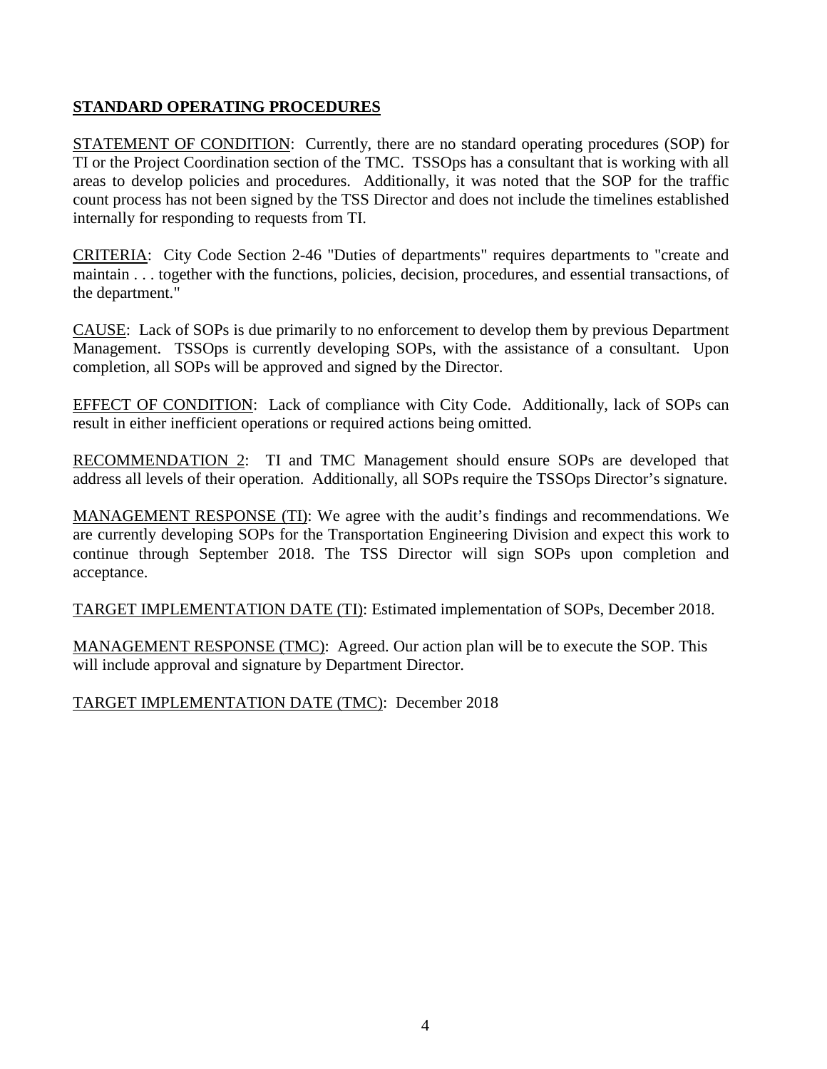## STANDARD OPERATING PROCEDURES

STATEMENT OF CONDITION: Currently, there are no standard operating procedures (SOP) for TI or the Project Coordination section of the TMC. TSSOps has a consultant that is working with all areas to develop policies and procedures. Additionally, it was noted that the SOP for the traffic count process has not been signed by the TSS Director and does not include the timelines established internally for responding to requests from TI.

CRITERIA: City Code Section 2-46 "Duties of departments" requires departments to "create and maintain . . . together with the functions, policies, decision, procedures, and essential transactions, of the department."

CAUSE: Lack of SOPs is due primarily to no enforcement to develop them by previous Department Management. TSSOps is currently developing SOPs, with the assistance of a consultant. Upon completion, all SOPs will be approved and signed by the Director.

EFFECT OF CONDITION: Lack of compliance with City Code. Additionally, lack of SOPs can result in either inefficient operations or required actions being omitted.

RECOMMENDATION 2: TI and TMC Management should ensure SOPs are developed that address all levels of their operation. Additionally, all SOPs require the TSSOps Director's signature.

MANAGEMENT RESPONSE (TI): We agree with the audit's findings and recommendations. We are currently developing SOPs for the Transportation Engineering Division and expect this work to continue through September 2018. The TSS Director will sign SOPs upon completion and acceptance.

TARGET IMPLEMENTATION DATE (TI): Estimated implementation of SOPs, December 2018.

MANAGEMENT RESPONSE (TMC): Agreed. Our action plan will be to execute the SOP. This will include approval and signature by Department Director.

TARGET IMPLEMENTATION DATE (TMC): December 2018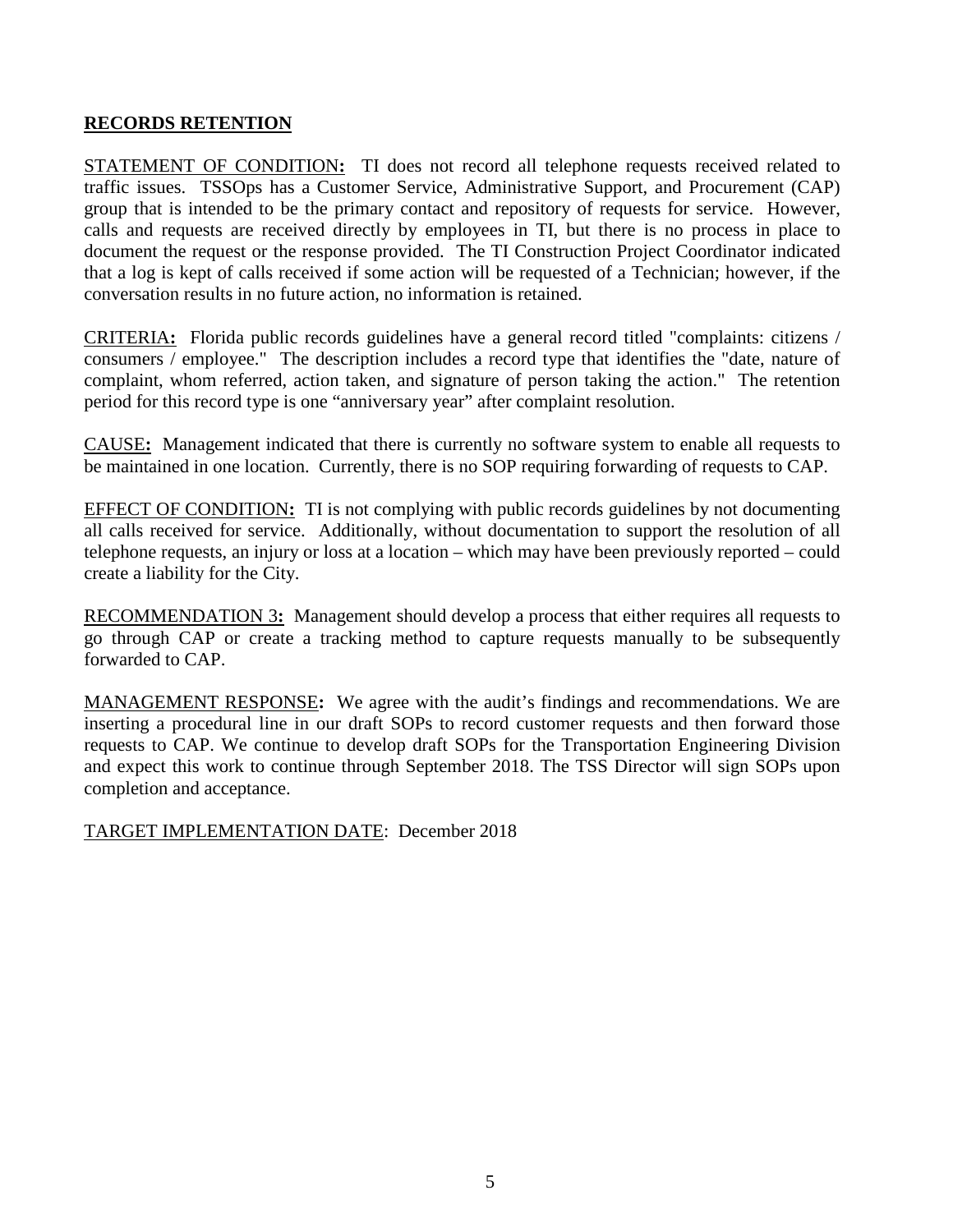**RECORDS RETENTION**

STATEMENT OF CONDITION**:** TI does not record all telephone requests received related to traffic issues. TSSOps has a Customer Service, Administrative Support, and Procurement (CAP) group that is intended to be the primary contact and repository of requests for service. However, calls and requests are received directly by employees in TI, but there is no process in place to document the request or the response provided. The TI Construction Project Coordinator indicated that a log is kept of calls received if some action will be requested of a Technician; however, if the conversation results in no future action, no information is retained.

CRITERIA**:** Florida public records guidelines have a general record titled "complaints: citizens / consumers / employee." The description includes a record type that identifies the "date, nature of complaint, whom referred, action taken, and signature of person taking the action." The retention period for this record type is one "anniversary year" after complaint resolution.

CAUSE**:** Management indicated that there is currently no software system to enable all requests to be maintained in one location. Currently, there is no SOP requiring forwarding of requests to CAP.

EFFECT OF CONDITION**:** TI is not complying with public records guidelines by not documenting all calls received for service. Additionally, without documentation to support the resolution of all telephone requests, an injury or loss at a location – which may have been previously reported – could create a liability for the City.

RECOMMENDATION 3**:** Management should develop a process that either requires all requests to go through CAP or create a tracking method to capture requests manually to be subsequently forwarded to CAP.

MANAGEMENT RESPONSE**:** We agree with the audit's findings and recommendations. We are inserting a procedural line in our draft SOPs to record customer requests and then forward those requests to CAP. We continue to develop draft SOPs for the Transportation Engineering Division and expect this work to continue through September 2018. The TSS Director will sign SOPs upon completion and acceptance.

TARGET IMPLEMENTATION DATE: December 2018